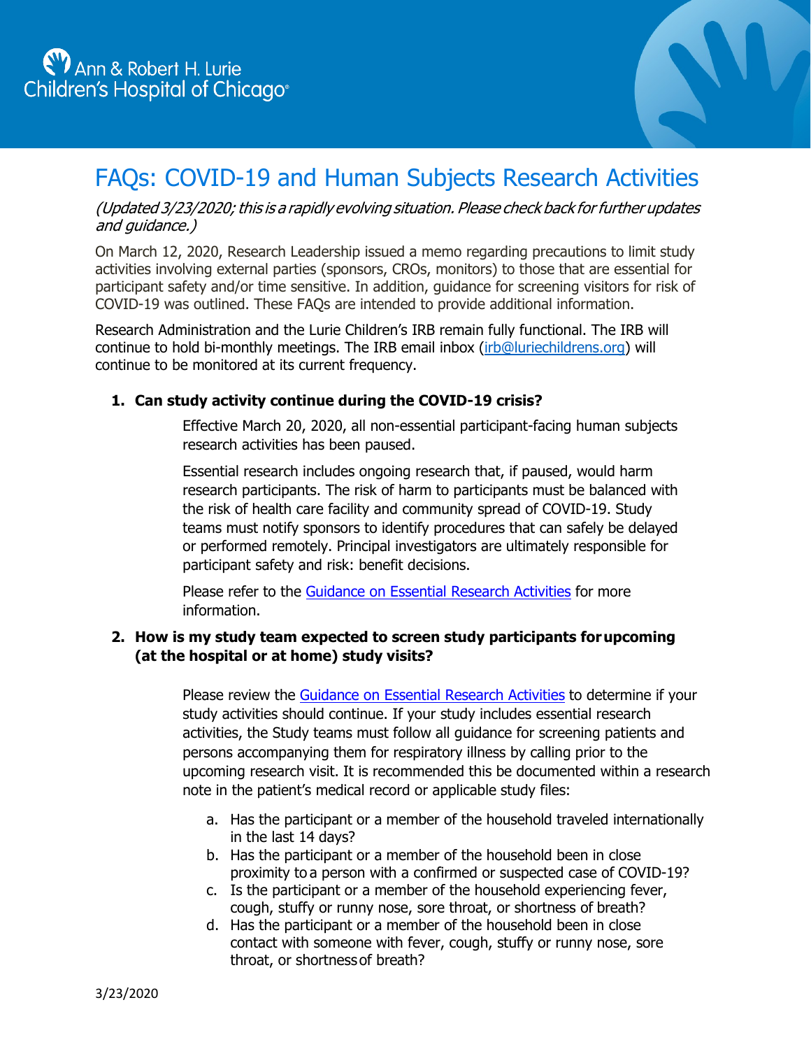Ann & Robert H. Lurie Children's Hospital of Chicago

# FAQs: COVID-19 and Human Subjects Research Activities

*(Updated 3/23/2020; this is a rapidly evolving situation. Please check back for further updates and guidance.)*

On March 12, 2020, Research Leadership issued a memo regarding precautions to limit study activities involving external parties (sponsors, CROs, monitors) to those that are essential for participant safety and/or time sensitive. In addition, guidance for screening visitors for risk of COVID-19 was outlined. These FAQs are intended to provide additional information.

Research Administration and the Lurie Children's IRB remain fully functional. The IRB will continue to hold bi-monthly meetings. The IRB email inbox (irb@luriechildrens.org) will continue to be monitored at its current frequency.

1. **Can study activity continue during the COVID-19 crisis?**

   Effective March 20, 2020, all non-essential participant-facing human subjects research activities has been paused.

   Essential research includes ongoing research that, if paused, would harm research participants. The risk of harm to participants must be balanced with the risk of health care facility and community spread of COVID-19. Study teams must notify sponsors to identify procedures that can safely be delayed or performed remotely. Principal investigators are ultimately responsible for participant safety and risk: benefit decisions.

   Please refer to the Guidance on Essential Research Activities for more information.

2. **How is my study team expected to screen study participants for upcoming (at the hospital or at home) study visits?**

   Please review the Guidance on Essential Research Activities to determine if your study activities should continue. If your study includes essential research activities, the Study teams must follow all guidance for screening patients and persons accompanying them for respiratory illness by calling prior to the upcoming research visit. It is recommended this be documented within a research note in the patient's medical record or applicable study files:

   a. Has the participant or a member of the household traveled internationally in the last 14 days?
   b. Has the participant or a member of the household been in close proximity to a person with a confirmed or suspected case of COVID-19?
   c. Is the participant or a member of the household experiencing fever, cough, stuffy or runny nose, sore throat, or shortness of breath?
   d. Has the participant or a member of the household been in close contact with someone with fever, cough, stuffy or runny nose, sore throat, or shortness of breath?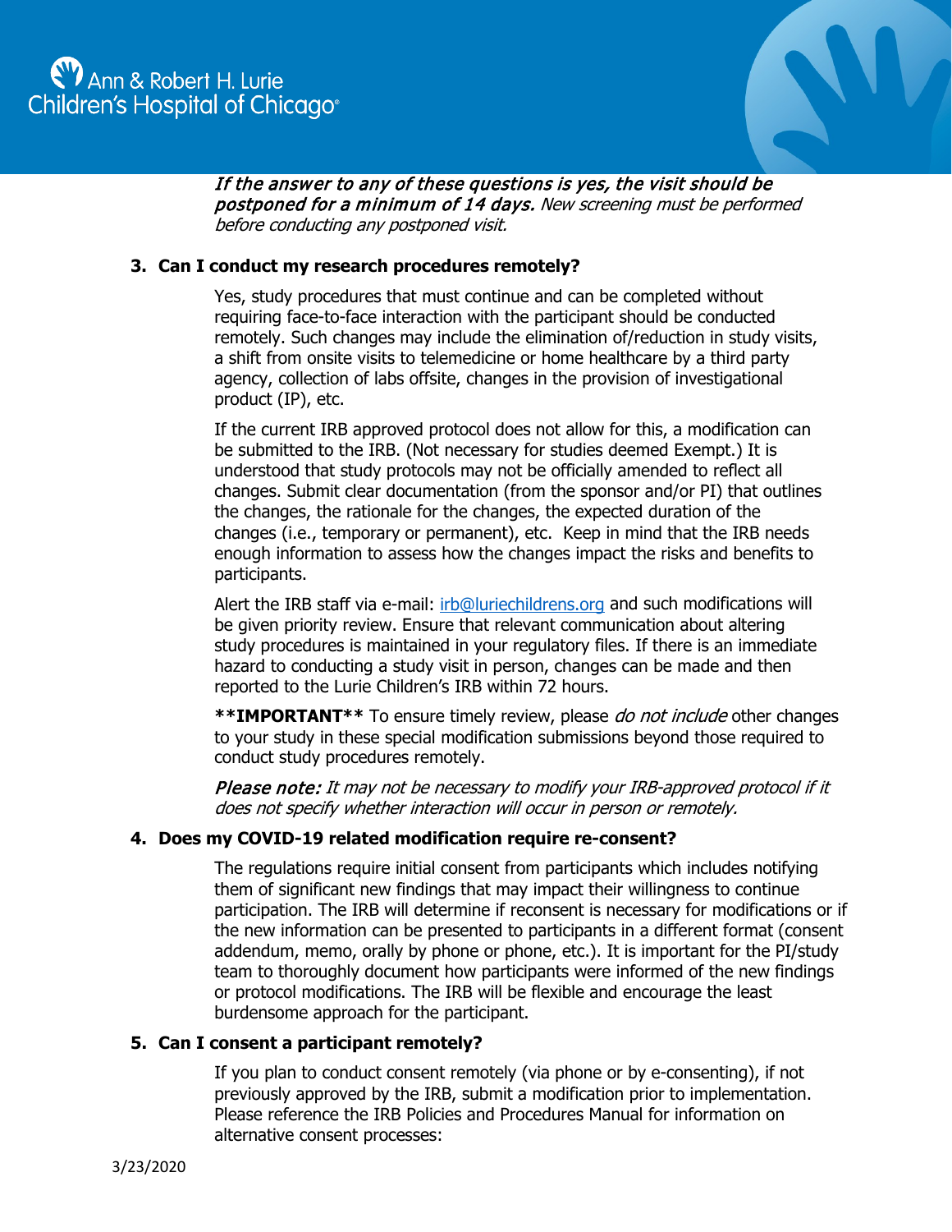*If the answer to any of these questions is yes, the visit should be postponed for a minimum of 14 days. New screening must be performed before conducting any postponed visit.*

**3. Can I conduct my research procedures remotely?**

Yes, study procedures that must continue and can be completed without requiring face-to-face interaction with the participant should be conducted remotely. Such changes may include the elimination of/reduction in study visits, a shift from onsite visits to telemedicine or home healthcare by a third party agency, collection of labs offsite, changes in the provision of investigational product (IP), etc.

If the current IRB approved protocol does not allow for this, a modification can be submitted to the IRB. (Not necessary for studies deemed Exempt.) It is understood that study protocols may not be officially amended to reflect all changes. Submit clear documentation (from the sponsor and/or PI) that outlines the changes, the rationale for the changes, the expected duration of the changes (i.e., temporary or permanent), etc. Keep in mind that the IRB needs enough information to assess how the changes impact the risks and benefits to participants.

Alert the IRB staff via e-mail: irb@luriechildrens.org and such modifications will be given priority review. Ensure that relevant communication about altering study procedures is maintained in your regulatory files. If there is an immediate hazard to conducting a study visit in person, changes can be made and then reported to the Lurie Children's IRB within 72 hours.

**\*\*IMPORTANT\*\*** To ensure timely review, please *do not include* other changes to your study in these special modification submissions beyond those required to conduct study procedures remotely.

***Please note:*** *It may not be necessary to modify your IRB-approved protocol if it does not specify whether interaction will occur in person or remotely.*

**4. Does my COVID-19 related modification require re-consent?**

The regulations require initial consent from participants which includes notifying them of significant new findings that may impact their willingness to continue participation. The IRB will determine if reconsent is necessary for modifications or if the new information can be presented to participants in a different format (consent addendum, memo, orally by phone or phone, etc.). It is important for the PI/study team to thoroughly document how participants were informed of the new findings or protocol modifications. The IRB will be flexible and encourage the least burdensome approach for the participant.

**5. Can I consent a participant remotely?**

If you plan to conduct consent remotely (via phone or by e-consenting), if not previously approved by the IRB, submit a modification prior to implementation. Please reference the IRB Policies and Procedures Manual for information on alternative consent processes:

3/23/2020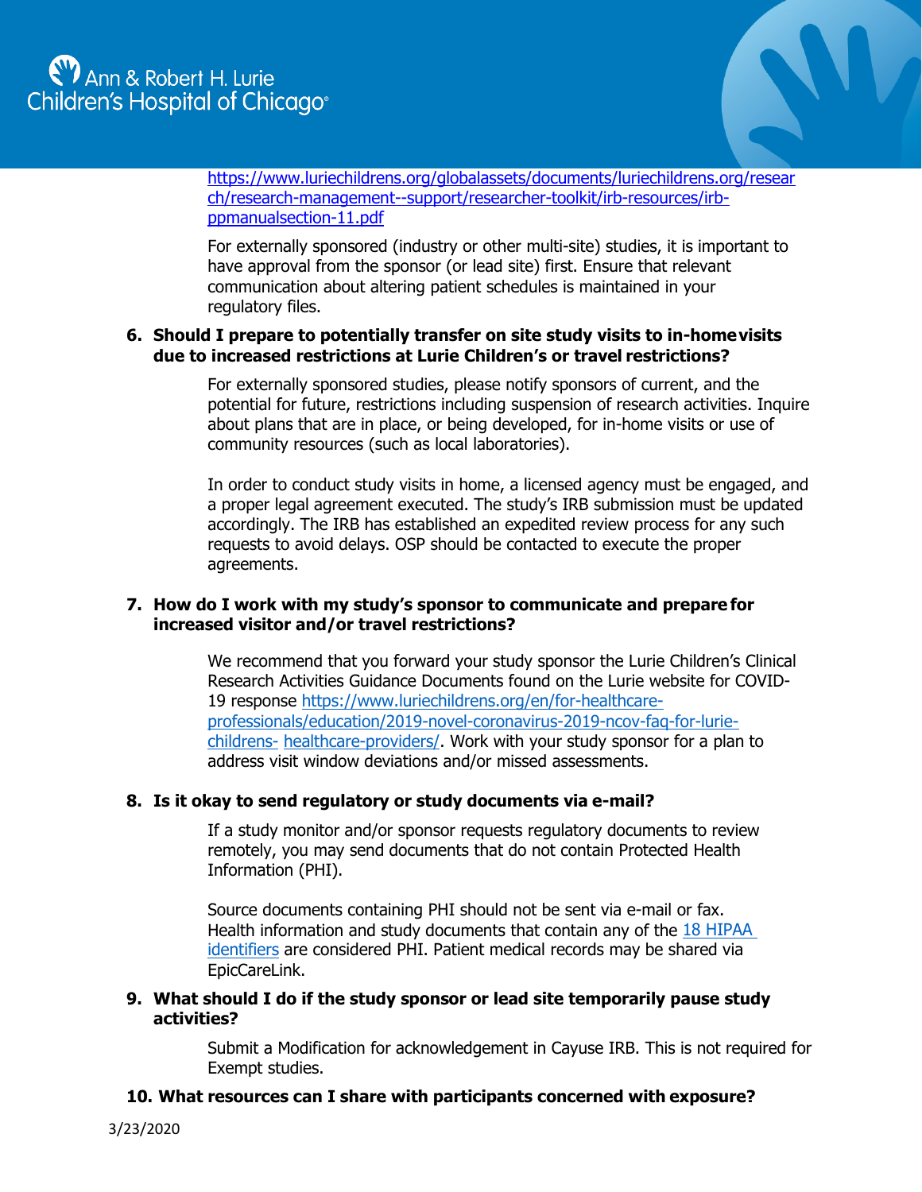[https://www.luriechildrens.org/globalassets/documents/luriechildrens.org/research/research-management--support/researcher-toolkit/irb-resources/irb-ppmanualsection-11.pdf](https://www.luriechildrens.org/globalassets/documents/luriechildrens.org/research/research-management--support/researcher-toolkit/irb-resources/irb-ppmanualsection-11.pdf)

For externally sponsored (industry or other multi-site) studies, it is important to have approval from the sponsor (or lead site) first. Ensure that relevant communication about altering patient schedules is maintained in your regulatory files.

**6. Should I prepare to potentially transfer on site study visits to in-home visits due to increased restrictions at Lurie Children's or travel restrictions?**

For externally sponsored studies, please notify sponsors of current, and the potential for future, restrictions including suspension of research activities. Inquire about plans that are in place, or being developed, for in-home visits or use of community resources (such as local laboratories).

In order to conduct study visits in home, a licensed agency must be engaged, and a proper legal agreement executed. The study's IRB submission must be updated accordingly. The IRB has established an expedited review process for any such requests to avoid delays. OSP should be contacted to execute the proper agreements.

**7. How do I work with my study's sponsor to communicate and prepare for increased visitor and/or travel restrictions?**

We recommend that you forward your study sponsor the Lurie Children's Clinical Research Activities Guidance Documents found on the Lurie website for COVID-19 response [https://www.luriechildrens.org/en/for-healthcare-professionals/education/2019-novel-coronavirus-2019-ncov-faq-for-lurie-childrens-healthcare-providers/](https://www.luriechildrens.org/en/for-healthcare-professionals/education/2019-novel-coronavirus-2019-ncov-faq-for-lurie-childrens-healthcare-providers/). Work with your study sponsor for a plan to address visit window deviations and/or missed assessments.

**8. Is it okay to send regulatory or study documents via e-mail?**

If a study monitor and/or sponsor requests regulatory documents to review remotely, you may send documents that do not contain Protected Health Information (PHI).

Source documents containing PHI should not be sent via e-mail or fax. Health information and study documents that contain any of the 18 HIPAA identifiers are considered PHI. Patient medical records may be shared via EpicCareLink.

**9. What should I do if the study sponsor or lead site temporarily pause study activities?**

Submit a Modification for acknowledgement in Cayuse IRB. This is not required for Exempt studies.

**10. What resources can I share with participants concerned with exposure?**

3/23/2020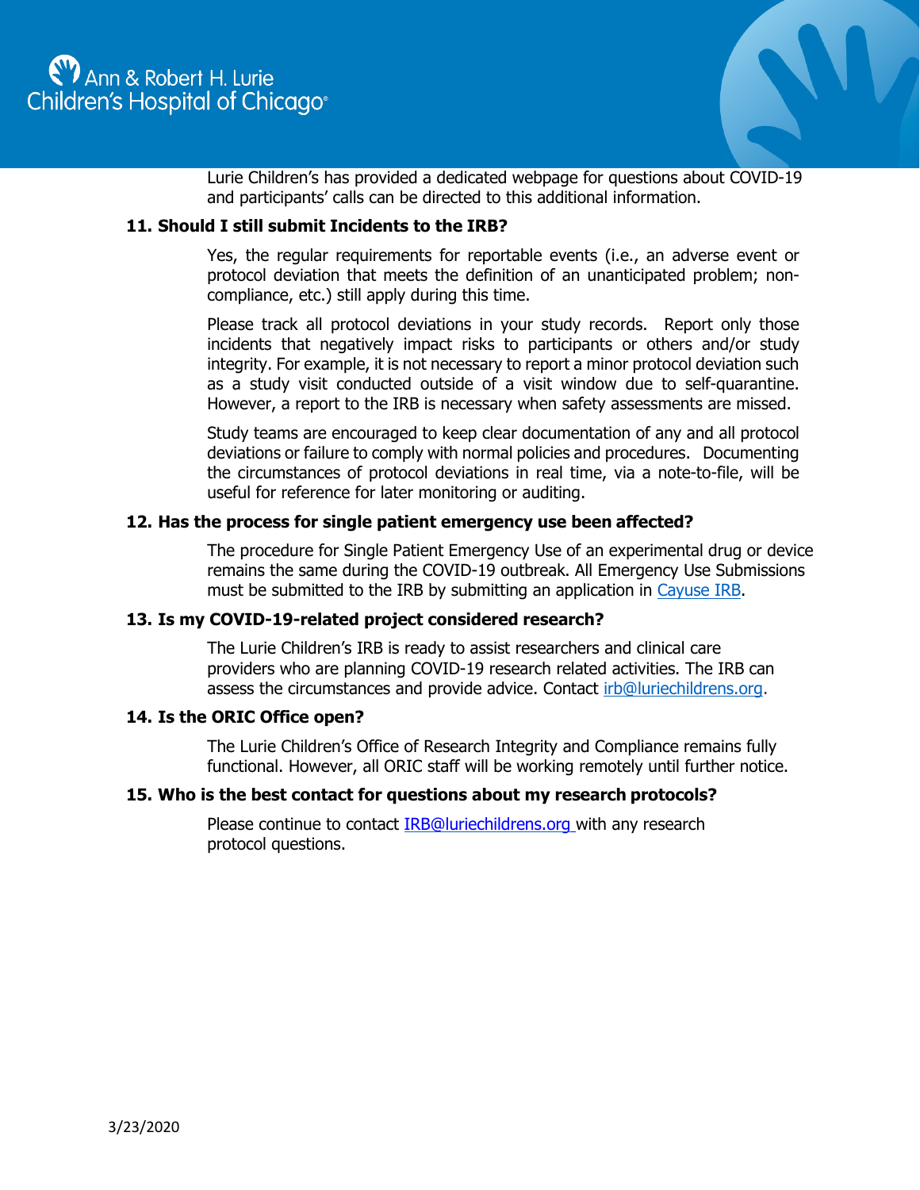Lurie Children's has provided a dedicated webpage for questions about COVID-19 and participants' calls can be directed to this additional information.

**11. Should I still submit Incidents to the IRB?**

Yes, the regular requirements for reportable events (i.e., an adverse event or protocol deviation that meets the definition of an unanticipated problem; non-compliance, etc.) still apply during this time.

Please track all protocol deviations in your study records. Report only those incidents that negatively impact risks to participants or others and/or study integrity. For example, it is not necessary to report a minor protocol deviation such as a study visit conducted outside of a visit window due to self-quarantine. However, a report to the IRB is necessary when safety assessments are missed.

Study teams are encouraged to keep clear documentation of any and all protocol deviations or failure to comply with normal policies and procedures. Documenting the circumstances of protocol deviations in real time, via a note-to-file, will be useful for reference for later monitoring or auditing.

**12. Has the process for single patient emergency use been affected?**

The procedure for Single Patient Emergency Use of an experimental drug or device remains the same during the COVID-19 outbreak. All Emergency Use Submissions must be submitted to the IRB by submitting an application in Cayuse IRB.

**13. Is my COVID-19-related project considered research?**

The Lurie Children's IRB is ready to assist researchers and clinical care providers who are planning COVID-19 research related activities. The IRB can assess the circumstances and provide advice. Contact irb@luriechildrens.org.

**14. Is the ORIC Office open?**

The Lurie Children's Office of Research Integrity and Compliance remains fully functional. However, all ORIC staff will be working remotely until further notice.

**15. Who is the best contact for questions about my research protocols?**

Please continue to contact IRB@luriechildrens.org with any research protocol questions.

3/23/2020